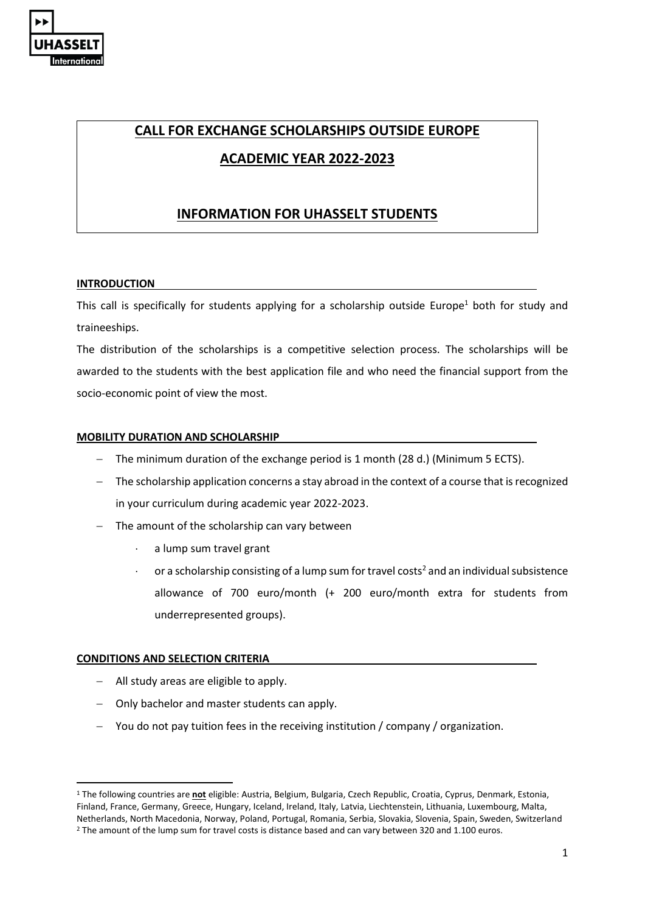# CALL FOR EXCHANGE SCHOLARSHIPS OUTSIDE EUROPE

# ACADEMIC YEAR 2022-2023

# INFORMATION FOR UHASSELT STUDENTS

## INTRODUCTION

This call is specifically for students applying for a scholarship outside Europe[1] both for study and traineeships.

The distribution of the scholarships is a competitive selection process. The scholarships will be awarded to the students with the best application file and who need the financial support from the socio-economic point of view the most.

## MOBILITY DURATION AND SCHOLARSHIP

- The minimum duration of the exchange period is 1 month (28 d.) (Minimum 5 ECTS).
- The scholarship application concerns a stay abroad in the context of a course that is recognized in your curriculum during academic year 2022-2023.
- The amount of the scholarship can vary between
  - a lump sum travel grant
  - or a scholarship consisting of a lump sum for travel costs[2] and an individual subsistence allowance of 700 euro/month (+ 200 euro/month extra for students from underrepresented groups).

## CONDITIONS AND SELECTION CRITERIA

- All study areas are eligible to apply.
- Only bachelor and master students can apply.
- You do not pay tuition fees in the receiving institution / company / organization.

---

[1] The following countries are **not** eligible: Austria, Belgium, Bulgaria, Czech Republic, Croatia, Cyprus, Denmark, Estonia, Finland, France, Germany, Greece, Hungary, Iceland, Ireland, Italy, Latvia, Liechtenstein, Lithuania, Luxembourg, Malta, Netherlands, North Macedonia, Norway, Poland, Portugal, Romania, Serbia, Slovakia, Slovenia, Spain, Sweden, Switzerland

[2] The amount of the lump sum for travel costs is distance based and can vary between 320 and 1.100 euros.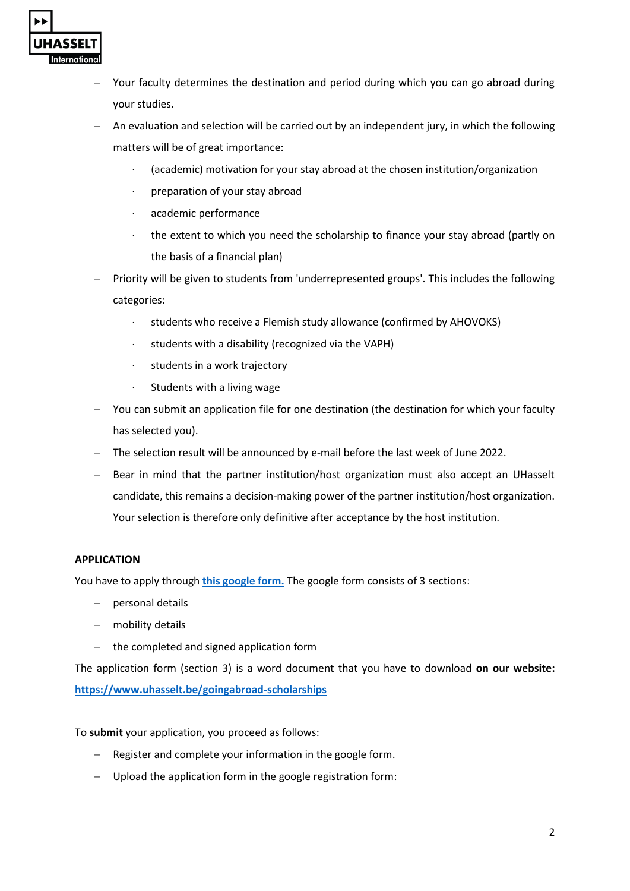- Your faculty determines the destination and period during which you can go abroad during your studies.
- An evaluation and selection will be carried out by an independent jury, in which the following matters will be of great importance:
  - (academic) motivation for your stay abroad at the chosen institution/organization
  - preparation of your stay abroad
  - academic performance
  - the extent to which you need the scholarship to finance your stay abroad (partly on the basis of a financial plan)
- Priority will be given to students from 'underrepresented groups'. This includes the following categories:
  - students who receive a Flemish study allowance (confirmed by AHOVOKS)
  - students with a disability (recognized via the VAPH)
  - students in a work trajectory
  - Students with a living wage
- You can submit an application file for one destination (the destination for which your faculty has selected you).
- The selection result will be announced by e-mail before the last week of June 2022.
- Bear in mind that the partner institution/host organization must also accept an UHasselt candidate, this remains a decision-making power of the partner institution/host organization. Your selection is therefore only definitive after acceptance by the host institution.

## APPLICATION

You have to apply through **this google form.** The google form consists of 3 sections:

- personal details
- mobility details
- the completed and signed application form

The application form (section 3) is a word document that you have to download **on our website:** **https://www.uhasselt.be/goingabroad-scholarships**

To **submit** your application, you proceed as follows:

- Register and complete your information in the google form.
- Upload the application form in the google registration form: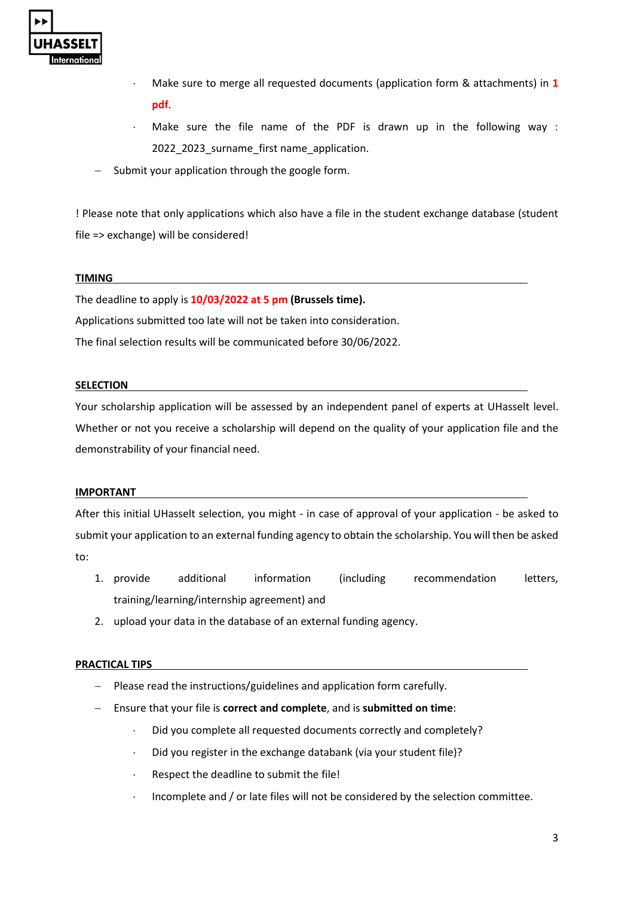- Make sure to merge all requested documents (application form & attachments) in **1 pdf**.
  - Make sure the file name of the PDF is drawn up in the following way : 2022_2023_surname_first name_application.
- Submit your application through the google form.

! Please note that only applications which also have a file in the student exchange database (student file => exchange) will be considered!

## TIMING

The deadline to apply is **10/03/2022 at 5 pm (Brussels time).**

Applications submitted too late will not be taken into consideration.

The final selection results will be communicated before 30/06/2022.

## SELECTION

Your scholarship application will be assessed by an independent panel of experts at UHasselt level. Whether or not you receive a scholarship will depend on the quality of your application file and the demonstrability of your financial need.

## IMPORTANT

After this initial UHasselt selection, you might - in case of approval of your application - be asked to submit your application to an external funding agency to obtain the scholarship. You will then be asked to:

1. provide additional information (including recommendation letters, training/learning/internship agreement) and
2. upload your data in the database of an external funding agency.

## PRACTICAL TIPS

- Please read the instructions/guidelines and application form carefully.
- Ensure that your file is **correct and complete**, and is **submitted on time**:
  - Did you complete all requested documents correctly and completely?
  - Did you register in the exchange databank (via your student file)?
  - Respect the deadline to submit the file!
  - Incomplete and / or late files will not be considered by the selection committee.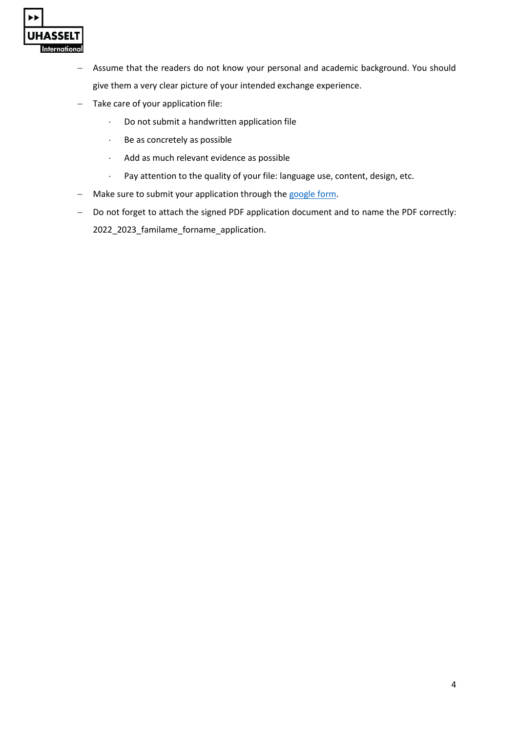- Assume that the readers do not know your personal and academic background. You should give them a very clear picture of your intended exchange experience.
- Take care of your application file:
  - Do not submit a handwritten application file
  - Be as concretely as possible
  - Add as much relevant evidence as possible
  - Pay attention to the quality of your file: language use, content, design, etc.
- Make sure to submit your application through the google form.
- Do not forget to attach the signed PDF application document and to name the PDF correctly: 2022_2023_familame_forname_application.